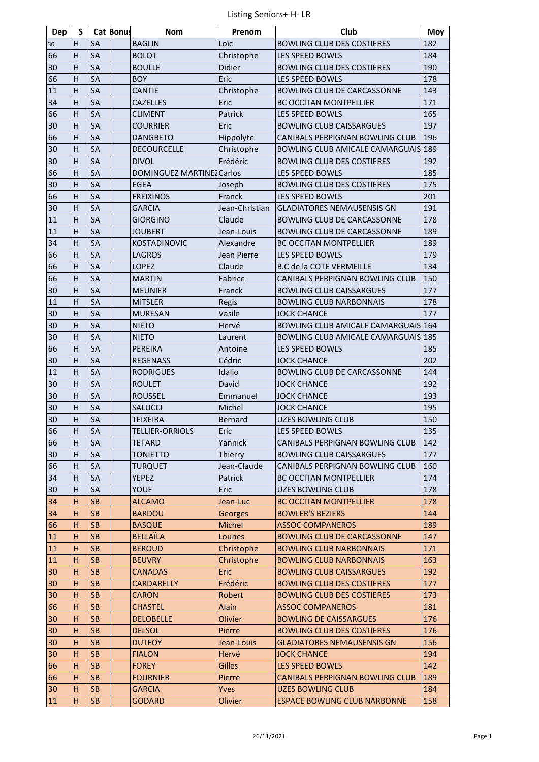# Listing Seniors+-H- LR

| Dep | S | Cat | Bonus | Nom | Prenom | Club | Moy |
|---|---|---|---|---|---|---|---|
| 30 | H | SA | | BAGLIN | Loïc | BOWLING CLUB DES COSTIERES | 182 |
| 66 | H | SA | | BOLOT | Christophe | LES SPEED BOWLS | 184 |
| 30 | H | SA | | BOULLE | Didier | BOWLING CLUB DES COSTIERES | 190 |
| 66 | H | SA | | BOY | Eric | LES SPEED BOWLS | 178 |
| 11 | H | SA | | CANTIE | Christophe | BOWLING CLUB DE CARCASSONNE | 143 |
| 34 | H | SA | | CAZELLES | Eric | BC OCCITAN MONTPELLIER | 171 |
| 66 | H | SA | | CLIMENT | Patrick | LES SPEED BOWLS | 165 |
| 30 | H | SA | | COURRIER | Eric | BOWLING CLUB CAISSARGUES | 197 |
| 66 | H | SA | | DANGBETO | Hippolyte | CANIBALS PERPIGNAN BOWLING CLUB | 196 |
| 30 | H | SA | | DECOURCELLE | Christophe | BOWLING CLUB AMICALE CAMARGUAIS | 189 |
| 30 | H | SA | | DIVOL | Frédéric | BOWLING CLUB DES COSTIERES | 192 |
| 66 | H | SA | | DOMINGUEZ MARTINEZ | Carlos | LES SPEED BOWLS | 185 |
| 30 | H | SA | | EGEA | Joseph | BOWLING CLUB DES COSTIERES | 175 |
| 66 | H | SA | | FREIXINOS | Franck | LES SPEED BOWLS | 201 |
| 30 | H | SA | | GARCIA | Jean-Christian | GLADIATORES NEMAUSENSIS GN | 191 |
| 11 | H | SA | | GIORGINO | Claude | BOWLING CLUB DE CARCASSONNE | 178 |
| 11 | H | SA | | JOUBERT | Jean-Louis | BOWLING CLUB DE CARCASSONNE | 189 |
| 34 | H | SA | | KOSTADINOVIC | Alexandre | BC OCCITAN MONTPELLIER | 189 |
| 66 | H | SA | | LAGROS | Jean Pierre | LES SPEED BOWLS | 179 |
| 66 | H | SA | | LOPEZ | Claude | B.C de la COTE VERMEILLE | 134 |
| 66 | H | SA | | MARTIN | Fabrice | CANIBALS PERPIGNAN BOWLING CLUB | 150 |
| 30 | H | SA | | MEUNIER | Franck | BOWLING CLUB CAISSARGUES | 177 |
| 11 | H | SA | | MITSLER | Régis | BOWLING CLUB NARBONNAIS | 178 |
| 30 | H | SA | | MURESAN | Vasile | JOCK CHANCE | 177 |
| 30 | H | SA | | NIETO | Hervé | BOWLING CLUB AMICALE CAMARGUAIS | 164 |
| 30 | H | SA | | NIETO | Laurent | BOWLING CLUB AMICALE CAMARGUAIS | 185 |
| 66 | H | SA | | PEREIRA | Antoine | LES SPEED BOWLS | 185 |
| 30 | H | SA | | REGENASS | Cédric | JOCK CHANCE | 202 |
| 11 | H | SA | | RODRIGUES | Idalio | BOWLING CLUB DE CARCASSONNE | 144 |
| 30 | H | SA | | ROULET | David | JOCK CHANCE | 192 |
| 30 | H | SA | | ROUSSEL | Emmanuel | JOCK CHANCE | 193 |
| 30 | H | SA | | SALUCCI | Michel | JOCK CHANCE | 195 |
| 30 | H | SA | | TEIXEIRA | Bernard | UZES BOWLING CLUB | 150 |
| 66 | H | SA | | TELLIER-ORRIOLS | Eric | LES SPEED BOWLS | 135 |
| 66 | H | SA | | TETARD | Yannick | CANIBALS PERPIGNAN BOWLING CLUB | 142 |
| 30 | H | SA | | TONIETTO | Thierry | BOWLING CLUB CAISSARGUES | 177 |
| 66 | H | SA | | TURQUET | Jean-Claude | CANIBALS PERPIGNAN BOWLING CLUB | 160 |
| 34 | H | SA | | YEPEZ | Patrick | BC OCCITAN MONTPELLIER | 174 |
| 30 | H | SA | | YOUF | Eric | UZES BOWLING CLUB | 178 |
| 34 | H | SB | | ALCAMO | Jean-Luc | BC OCCITAN MONTPELLIER | 178 |
| 34 | H | SB | | BARDOU | Georges | BOWLER'S BEZIERS | 144 |
| 66 | H | SB | | BASQUE | Michel | ASSOC COMPANEROS | 189 |
| 11 | H | SB | | BELLAÏLA | Lounes | BOWLING CLUB DE CARCASSONNE | 147 |
| 11 | H | SB | | BEROUD | Christophe | BOWLING CLUB NARBONNAIS | 171 |
| 11 | H | SB | | BEUVRY | Christophe | BOWLING CLUB NARBONNAIS | 163 |
| 30 | H | SB | | CANADAS | Eric | BOWLING CLUB CAISSARGUES | 192 |
| 30 | H | SB | | CARDARELLY | Frédéric | BOWLING CLUB DES COSTIERES | 177 |
| 30 | H | SB | | CARON | Robert | BOWLING CLUB DES COSTIERES | 173 |
| 66 | H | SB | | CHASTEL | Alain | ASSOC COMPANEROS | 181 |
| 30 | H | SB | | DELOBELLE | Olivier | BOWLING DE CAISSARGUES | 176 |
| 30 | H | SB | | DELSOL | Pierre | BOWLING CLUB DES COSTIERES | 176 |
| 30 | H | SB | | DUTFOY | Jean-Louis | GLADIATORES NEMAUSENSIS GN | 156 |
| 30 | H | SB | | FIALON | Hervé | JOCK CHANCE | 194 |
| 66 | H | SB | | FOREY | Gilles | LES SPEED BOWLS | 142 |
| 66 | H | SB | | FOURNIER | Pierre | CANIBALS PERPIGNAN BOWLING CLUB | 189 |
| 30 | H | SB | | GARCIA | Yves | UZES BOWLING CLUB | 184 |
| 11 | H | SB | | GODARD | Olivier | ESPACE BOWLING CLUB NARBONNE | 158 |

26/11/2021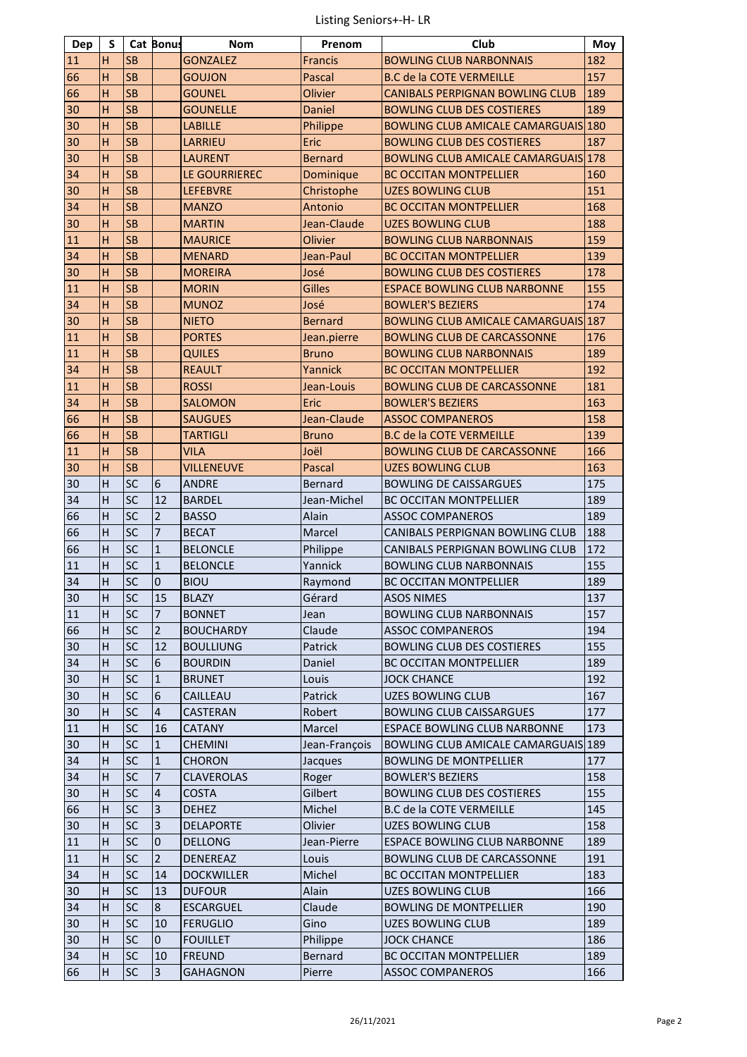# Listing Seniors+-H- LR

| Dep | S | Cat | Bonus | Nom | Prenom | Club | Moy |
|---|---|---|---|---|---|---|---|
| 11 | H | SB | | GONZALEZ | Francis | BOWLING CLUB NARBONNAIS | 182 |
| 66 | H | SB | | GOUJON | Pascal | B.C de la COTE VERMEILLE | 157 |
| 66 | H | SB | | GOUNEL | Olivier | CANIBALS PERPIGNAN BOWLING CLUB | 189 |
| 30 | H | SB | | GOUNELLE | Daniel | BOWLING CLUB DES COSTIERES | 189 |
| 30 | H | SB | | LABILLE | Philippe | BOWLING CLUB AMICALE CAMARGUAIS | 180 |
| 30 | H | SB | | LARRIEU | Eric | BOWLING CLUB DES COSTIERES | 187 |
| 30 | H | SB | | LAURENT | Bernard | BOWLING CLUB AMICALE CAMARGUAIS | 178 |
| 34 | H | SB | | LE GOURRIEREC | Dominique | BC OCCITAN MONTPELLIER | 160 |
| 30 | H | SB | | LEFEBVRE | Christophe | UZES BOWLING CLUB | 151 |
| 34 | H | SB | | MANZO | Antonio | BC OCCITAN MONTPELLIER | 168 |
| 30 | H | SB | | MARTIN | Jean-Claude | UZES BOWLING CLUB | 188 |
| 11 | H | SB | | MAURICE | Olivier | BOWLING CLUB NARBONNAIS | 159 |
| 34 | H | SB | | MENARD | Jean-Paul | BC OCCITAN MONTPELLIER | 139 |
| 30 | H | SB | | MOREIRA | José | BOWLING CLUB DES COSTIERES | 178 |
| 11 | H | SB | | MORIN | Gilles | ESPACE BOWLING CLUB NARBONNE | 155 |
| 34 | H | SB | | MUNOZ | José | BOWLER'S BEZIERS | 174 |
| 30 | H | SB | | NIETO | Bernard | BOWLING CLUB AMICALE CAMARGUAIS | 187 |
| 11 | H | SB | | PORTES | Jean.pierre | BOWLING CLUB DE CARCASSONNE | 176 |
| 11 | H | SB | | QUILES | Bruno | BOWLING CLUB NARBONNAIS | 189 |
| 34 | H | SB | | REAULT | Yannick | BC OCCITAN MONTPELLIER | 192 |
| 11 | H | SB | | ROSSI | Jean-Louis | BOWLING CLUB DE CARCASSONNE | 181 |
| 34 | H | SB | | SALOMON | Eric | BOWLER'S BEZIERS | 163 |
| 66 | H | SB | | SAUGUES | Jean-Claude | ASSOC COMPANEROS | 158 |
| 66 | H | SB | | TARTIGLI | Bruno | B.C de la COTE VERMEILLE | 139 |
| 11 | H | SB | | VILA | Joël | BOWLING CLUB DE CARCASSONNE | 166 |
| 30 | H | SB | | VILLENEUVE | Pascal | UZES BOWLING CLUB | 163 |
| 30 | H | SC | 6 | ANDRE | Bernard | BOWLING DE CAISSARGUES | 175 |
| 34 | H | SC | 12 | BARDEL | Jean-Michel | BC OCCITAN MONTPELLIER | 189 |
| 66 | H | SC | 2 | BASSO | Alain | ASSOC COMPANEROS | 189 |
| 66 | H | SC | 7 | BECAT | Marcel | CANIBALS PERPIGNAN BOWLING CLUB | 188 |
| 66 | H | SC | 1 | BELONCLE | Philippe | CANIBALS PERPIGNAN BOWLING CLUB | 172 |
| 11 | H | SC | 1 | BELONCLE | Yannick | BOWLING CLUB NARBONNAIS | 155 |
| 34 | H | SC | 0 | BIOU | Raymond | BC OCCITAN MONTPELLIER | 189 |
| 30 | H | SC | 15 | BLAZY | Gérard | ASOS NIMES | 137 |
| 11 | H | SC | 7 | BONNET | Jean | BOWLING CLUB NARBONNAIS | 157 |
| 66 | H | SC | 2 | BOUCHARDY | Claude | ASSOC COMPANEROS | 194 |
| 30 | H | SC | 12 | BOULLIUNG | Patrick | BOWLING CLUB DES COSTIERES | 155 |
| 34 | H | SC | 6 | BOURDIN | Daniel | BC OCCITAN MONTPELLIER | 189 |
| 30 | H | SC | 1 | BRUNET | Louis | JOCK CHANCE | 192 |
| 30 | H | SC | 6 | CAILLEAU | Patrick | UZES BOWLING CLUB | 167 |
| 30 | H | SC | 4 | CASTERAN | Robert | BOWLING CLUB CAISSARGUES | 177 |
| 11 | H | SC | 16 | CATANY | Marcel | ESPACE BOWLING CLUB NARBONNE | 173 |
| 30 | H | SC | 1 | CHEMINI | Jean-François | BOWLING CLUB AMICALE CAMARGUAIS | 189 |
| 34 | H | SC | 1 | CHORON | Jacques | BOWLING DE MONTPELLIER | 177 |
| 34 | H | SC | 7 | CLAVEROLAS | Roger | BOWLER'S BEZIERS | 158 |
| 30 | H | SC | 4 | COSTA | Gilbert | BOWLING CLUB DES COSTIERES | 155 |
| 66 | H | SC | 3 | DEHEZ | Michel | B.C de la COTE VERMEILLE | 145 |
| 30 | H | SC | 3 | DELAPORTE | Olivier | UZES BOWLING CLUB | 158 |
| 11 | H | SC | 0 | DELLONG | Jean-Pierre | ESPACE BOWLING CLUB NARBONNE | 189 |
| 11 | H | SC | 2 | DENEREAZ | Louis | BOWLING CLUB DE CARCASSONNE | 191 |
| 34 | H | SC | 14 | DOCKWILLER | Michel | BC OCCITAN MONTPELLIER | 183 |
| 30 | H | SC | 13 | DUFOUR | Alain | UZES BOWLING CLUB | 166 |
| 34 | H | SC | 8 | ESCARGUEL | Claude | BOWLING DE MONTPELLIER | 190 |
| 30 | H | SC | 10 | FERUGLIO | Gino | UZES BOWLING CLUB | 189 |
| 30 | H | SC | 0 | FOUILLET | Philippe | JOCK CHANCE | 186 |
| 34 | H | SC | 10 | FREUND | Bernard | BC OCCITAN MONTPELLIER | 189 |
| 66 | H | SC | 3 | GAHAGNON | Pierre | ASSOC COMPANEROS | 166 |

26/11/2021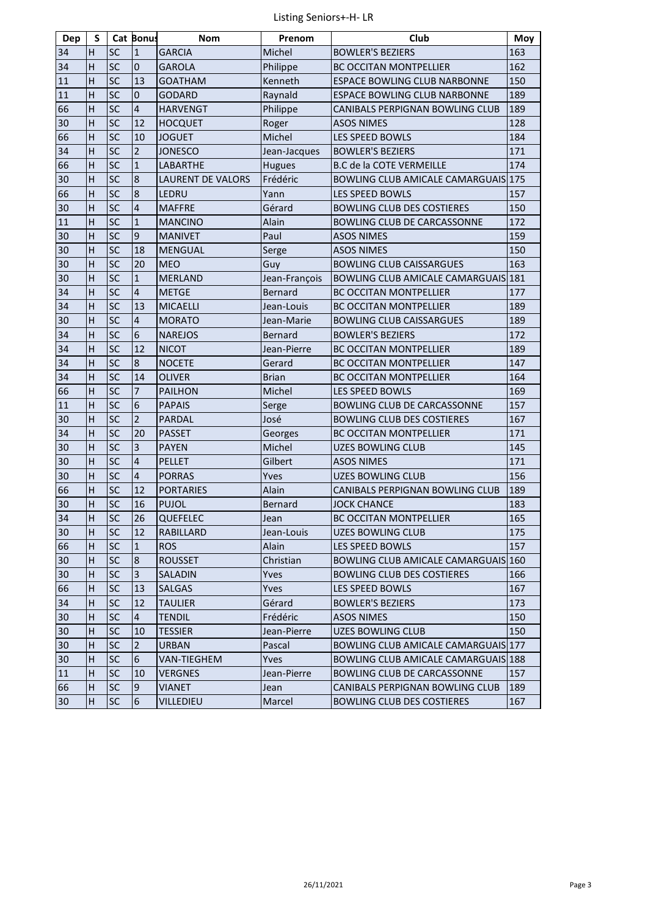# Listing Seniors+-H- LR

| Dep | S | Cat | Bonus | Nom | Prenom | Club | Moy |
|---|---|---|---|---|---|---|---|
| 34 | H | SC | 1 | GARCIA | Michel | BOWLER'S BEZIERS | 163 |
| 34 | H | SC | 0 | GAROLA | Philippe | BC OCCITAN MONTPELLIER | 162 |
| 11 | H | SC | 13 | GOATHAM | Kenneth | ESPACE BOWLING CLUB NARBONNE | 150 |
| 11 | H | SC | 0 | GODARD | Raynald | ESPACE BOWLING CLUB NARBONNE | 189 |
| 66 | H | SC | 4 | HARVENGT | Philippe | CANIBALS PERPIGNAN BOWLING CLUB | 189 |
| 30 | H | SC | 12 | HOCQUET | Roger | ASOS NIMES | 128 |
| 66 | H | SC | 10 | JOGUET | Michel | LES SPEED BOWLS | 184 |
| 34 | H | SC | 2 | JONESCO | Jean-Jacques | BOWLER'S BEZIERS | 171 |
| 66 | H | SC | 1 | LABARTHE | Hugues | B.C de la COTE VERMEILLE | 174 |
| 30 | H | SC | 8 | LAURENT DE VALORS | Frédéric | BOWLING CLUB AMICALE CAMARGUAIS | 175 |
| 66 | H | SC | 8 | LEDRU | Yann | LES SPEED BOWLS | 157 |
| 30 | H | SC | 4 | MAFFRE | Gérard | BOWLING CLUB DES COSTIERES | 150 |
| 11 | H | SC | 1 | MANCINO | Alain | BOWLING CLUB DE CARCASSONNE | 172 |
| 30 | H | SC | 9 | MANIVET | Paul | ASOS NIMES | 159 |
| 30 | H | SC | 18 | MENGUAL | Serge | ASOS NIMES | 150 |
| 30 | H | SC | 20 | MEO | Guy | BOWLING CLUB CAISSARGUES | 163 |
| 30 | H | SC | 1 | MERLAND | Jean-François | BOWLING CLUB AMICALE CAMARGUAIS | 181 |
| 34 | H | SC | 4 | METGE | Bernard | BC OCCITAN MONTPELLIER | 177 |
| 34 | H | SC | 13 | MICAELLI | Jean-Louis | BC OCCITAN MONTPELLIER | 189 |
| 30 | H | SC | 4 | MORATO | Jean-Marie | BOWLING CLUB CAISSARGUES | 189 |
| 34 | H | SC | 6 | NAREJOS | Bernard | BOWLER'S BEZIERS | 172 |
| 34 | H | SC | 12 | NICOT | Jean-Pierre | BC OCCITAN MONTPELLIER | 189 |
| 34 | H | SC | 8 | NOCETE | Gerard | BC OCCITAN MONTPELLIER | 147 |
| 34 | H | SC | 14 | OLIVER | Brian | BC OCCITAN MONTPELLIER | 164 |
| 66 | H | SC | 7 | PAILHON | Michel | LES SPEED BOWLS | 169 |
| 11 | H | SC | 6 | PAPAIS | Serge | BOWLING CLUB DE CARCASSONNE | 157 |
| 30 | H | SC | 2 | PARDAL | José | BOWLING CLUB DES COSTIERES | 167 |
| 34 | H | SC | 20 | PASSET | Georges | BC OCCITAN MONTPELLIER | 171 |
| 30 | H | SC | 3 | PAYEN | Michel | UZES BOWLING CLUB | 145 |
| 30 | H | SC | 4 | PELLET | Gilbert | ASOS NIMES | 171 |
| 30 | H | SC | 4 | PORRAS | Yves | UZES BOWLING CLUB | 156 |
| 66 | H | SC | 12 | PORTARIES | Alain | CANIBALS PERPIGNAN BOWLING CLUB | 189 |
| 30 | H | SC | 16 | PUJOL | Bernard | JOCK CHANCE | 183 |
| 34 | H | SC | 26 | QUEFELEC | Jean | BC OCCITAN MONTPELLIER | 165 |
| 30 | H | SC | 12 | RABILLARD | Jean-Louis | UZES BOWLING CLUB | 175 |
| 66 | H | SC | 1 | ROS | Alain | LES SPEED BOWLS | 157 |
| 30 | H | SC | 8 | ROUSSET | Christian | BOWLING CLUB AMICALE CAMARGUAIS | 160 |
| 30 | H | SC | 3 | SALADIN | Yves | BOWLING CLUB DES COSTIERES | 166 |
| 66 | H | SC | 13 | SALGAS | Yves | LES SPEED BOWLS | 167 |
| 34 | H | SC | 12 | TAULIER | Gérard | BOWLER'S BEZIERS | 173 |
| 30 | H | SC | 4 | TENDIL | Frédéric | ASOS NIMES | 150 |
| 30 | H | SC | 10 | TESSIER | Jean-Pierre | UZES BOWLING CLUB | 150 |
| 30 | H | SC | 2 | URBAN | Pascal | BOWLING CLUB AMICALE CAMARGUAIS | 177 |
| 30 | H | SC | 6 | VAN-TIEGHEM | Yves | BOWLING CLUB AMICALE CAMARGUAIS | 188 |
| 11 | H | SC | 10 | VERGNES | Jean-Pierre | BOWLING CLUB DE CARCASSONNE | 157 |
| 66 | H | SC | 9 | VIANET | Jean | CANIBALS PERPIGNAN BOWLING CLUB | 189 |
| 30 | H | SC | 6 | VILLEDIEU | Marcel | BOWLING CLUB DES COSTIERES | 167 |

26/11/2021